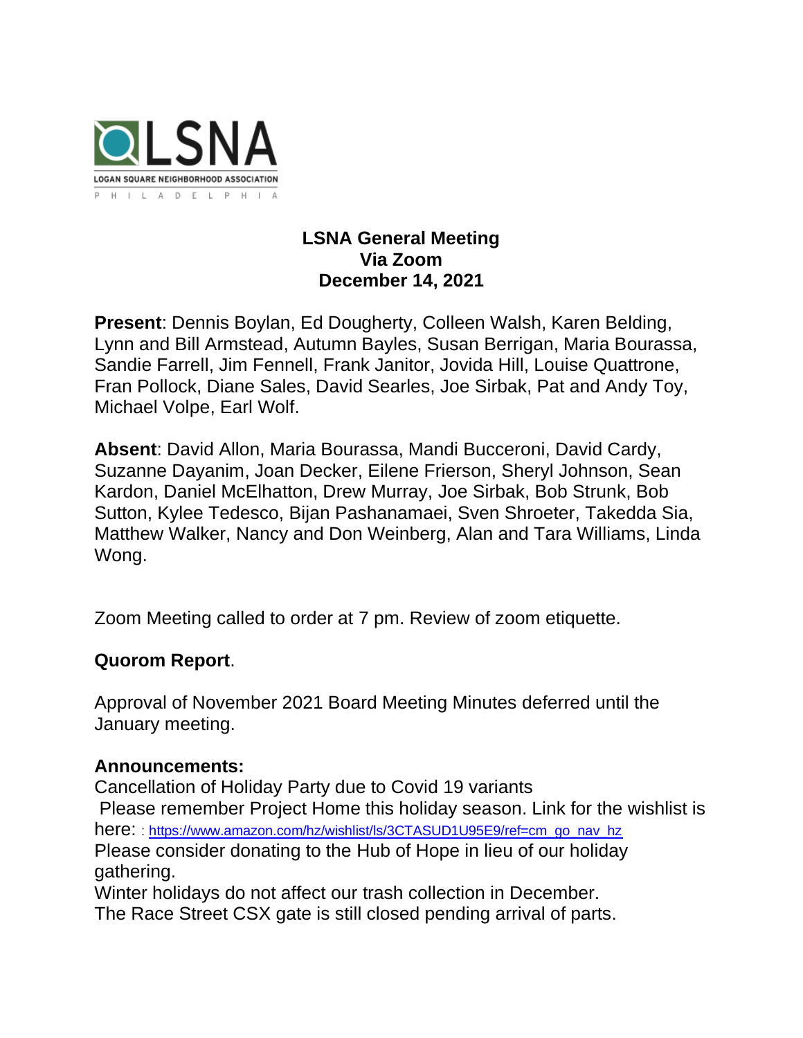LSNA

LOGAN SQUARE NEIGHBORHOOD ASSOCIATION

PHILADELPHIA

**LSNA General Meeting**
**Via Zoom**
**December 14, 2021**

**Present**: Dennis Boylan, Ed Dougherty, Colleen Walsh, Karen Belding, Lynn and Bill Armstead, Autumn Bayles, Susan Berrigan, Maria Bourassa, Sandie Farrell, Jim Fennell, Frank Janitor, Jovida Hill, Louise Quattrone, Fran Pollock, Diane Sales, David Searles, Joe Sirbak, Pat and Andy Toy, Michael Volpe, Earl Wolf.

**Absent**: David Allon, Maria Bourassa, Mandi Bucceroni, David Cardy, Suzanne Dayanim, Joan Decker, Eilene Frierson, Sheryl Johnson, Sean Kardon, Daniel McElhatton, Drew Murray, Joe Sirbak, Bob Strunk, Bob Sutton, Kylee Tedesco, Bijan Pashanamaei, Sven Shroeter, Takedda Sia, Matthew Walker, Nancy and Don Weinberg, Alan and Tara Williams, Linda Wong.

Zoom Meeting called to order at 7 pm. Review of zoom etiquette.

**Quorom Report**.

Approval of November 2021 Board Meeting Minutes deferred until the January meeting.

**Announcements:**
Cancellation of Holiday Party due to Covid 19 variants
Please remember Project Home this holiday season. Link for the wishlist is here: : https://www.amazon.com/hz/wishlist/ls/3CTASUD1U95E9/ref=cm_go_nav_hz
Please consider donating to the Hub of Hope in lieu of our holiday gathering.
Winter holidays do not affect our trash collection in December.
The Race Street CSX gate is still closed pending arrival of parts.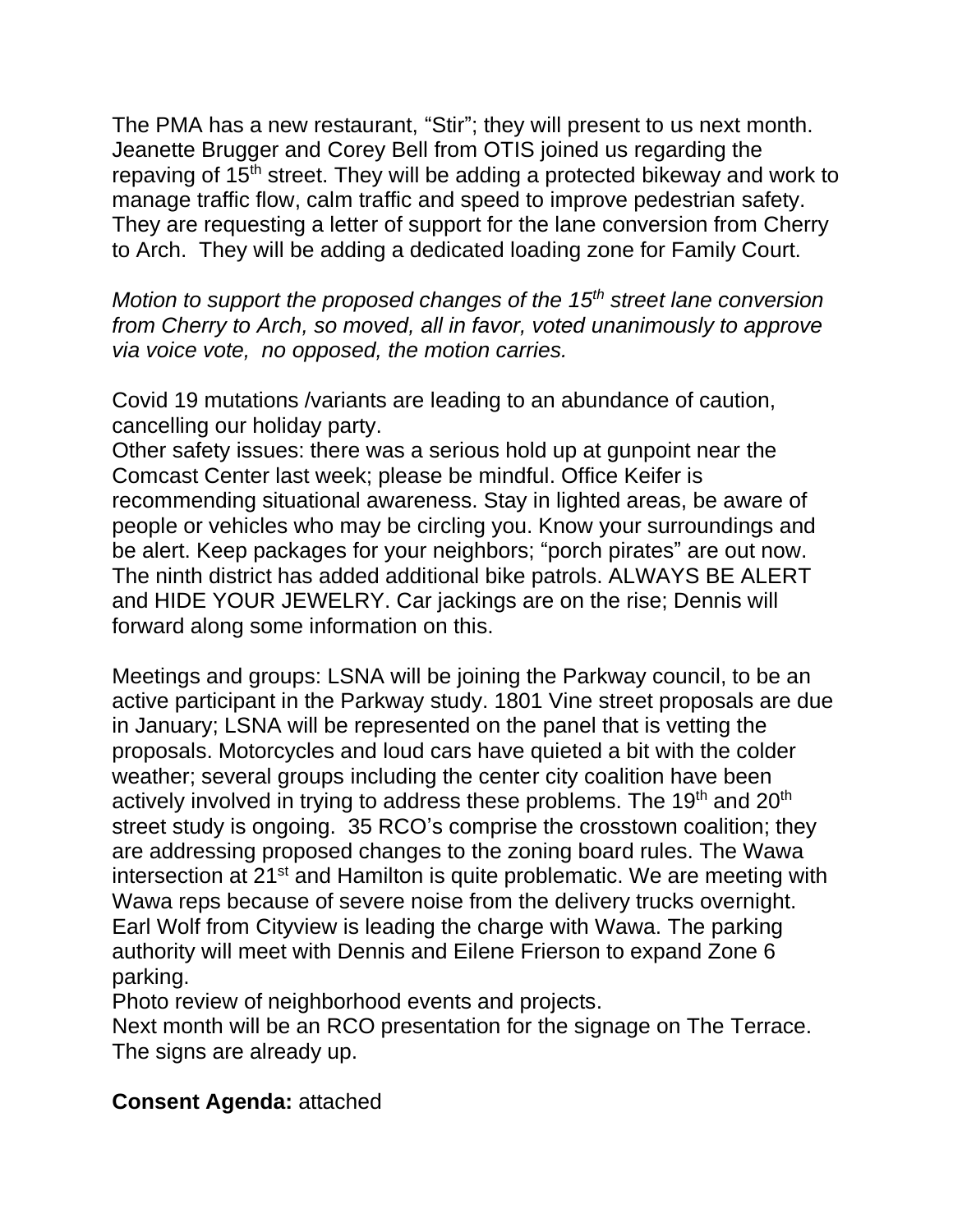The PMA has a new restaurant, “Stir”; they will present to us next month. Jeanette Brugger and Corey Bell from OTIS joined us regarding the repaving of 15th street. They will be adding a protected bikeway and work to manage traffic flow, calm traffic and speed to improve pedestrian safety. They are requesting a letter of support for the lane conversion from Cherry to Arch. They will be adding a dedicated loading zone for Family Court.

*Motion to support the proposed changes of the 15th street lane conversion from Cherry to Arch, so moved, all in favor, voted unanimously to approve via voice vote, no opposed, the motion carries.*

Covid 19 mutations /variants are leading to an abundance of caution, cancelling our holiday party.
Other safety issues: there was a serious hold up at gunpoint near the Comcast Center last week; please be mindful. Office Keifer is recommending situational awareness. Stay in lighted areas, be aware of people or vehicles who may be circling you. Know your surroundings and be alert. Keep packages for your neighbors; “porch pirates” are out now. The ninth district has added additional bike patrols. ALWAYS BE ALERT and HIDE YOUR JEWELRY. Car jackings are on the rise; Dennis will forward along some information on this.

Meetings and groups: LSNA will be joining the Parkway council, to be an active participant in the Parkway study. 1801 Vine street proposals are due in January; LSNA will be represented on the panel that is vetting the proposals. Motorcycles and loud cars have quieted a bit with the colder weather; several groups including the center city coalition have been actively involved in trying to address these problems. The 19th and 20th street study is ongoing. 35 RCO’s comprise the crosstown coalition; they are addressing proposed changes to the zoning board rules. The Wawa intersection at 21st and Hamilton is quite problematic. We are meeting with Wawa reps because of severe noise from the delivery trucks overnight. Earl Wolf from Cityview is leading the charge with Wawa. The parking authority will meet with Dennis and Eilene Frierson to expand Zone 6 parking.
Photo review of neighborhood events and projects.
Next month will be an RCO presentation for the signage on The Terrace. The signs are already up.

**Consent Agenda:** attached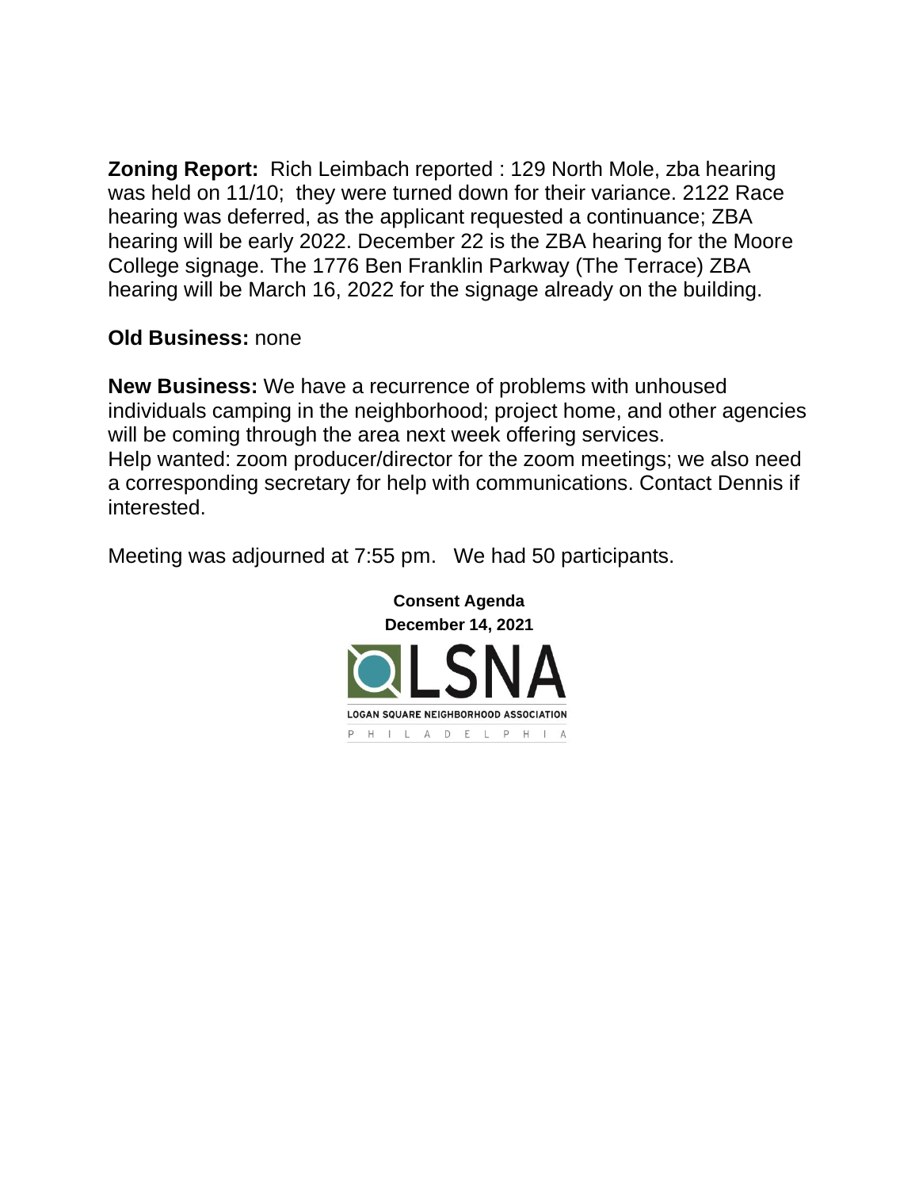**Zoning Report:** Rich Leimbach reported : 129 North Mole, zba hearing was held on 11/10; they were turned down for their variance. 2122 Race hearing was deferred, as the applicant requested a continuance; ZBA hearing will be early 2022. December 22 is the ZBA hearing for the Moore College signage. The 1776 Ben Franklin Parkway (The Terrace) ZBA hearing will be March 16, 2022 for the signage already on the building.

**Old Business:** none

**New Business:** We have a recurrence of problems with unhoused individuals camping in the neighborhood; project home, and other agencies will be coming through the area next week offering services.
Help wanted: zoom producer/director for the zoom meetings; we also need a corresponding secretary for help with communications. Contact Dennis if interested.

Meeting was adjourned at 7:55 pm. We had 50 participants.

**Consent Agenda**
**December 14, 2021**

LSNA
LOGAN SQUARE NEIGHBORHOOD ASSOCIATION
PHILADELPHIA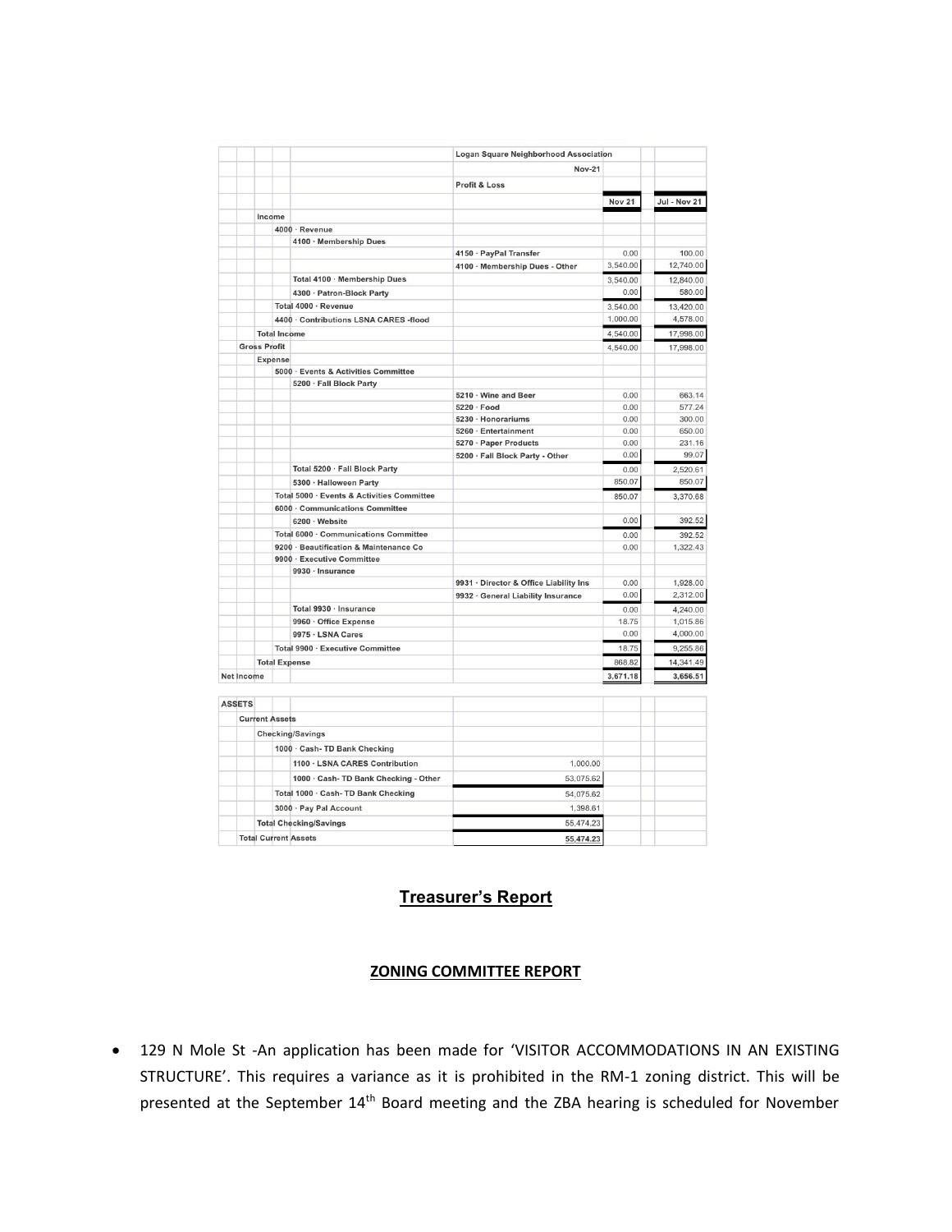| | | Logan Square Neighborhood Association | | |
|---|---|---|---|---|
| | | Nov-21 | | |
| | | Profit & Loss | | |
| | | | Nov 21 | Jul - Nov 21 |
| Income | | | | |
| 4000 · Revenue | | | | |
| 4100 · Membership Dues | | | | |
| | | 4150 · PayPal Transfer | 0.00 | 100.00 |
| | | 4100 · Membership Dues - Other | 3,540.00 | 12,740.00 |
| Total 4100 · Membership Dues | | | 3,540.00 | 12,840.00 |
| 4300 · Patron-Block Party | | | 0.00 | 580.00 |
| Total 4000 · Revenue | | | 3,540.00 | 13,420.00 |
| 4400 · Contributions LSNA CARES -flood | | | 1,000.00 | 4,578.00 |
| Total Income | | | 4,540.00 | 17,998.00 |
| Gross Profit | | | 4,540.00 | 17,998.00 |
| Expense | | | | |
| 5000 · Events & Activities Committee | | | | |
| 5200 · Fall Block Party | | | | |
| | | 5210 · Wine and Beer | 0.00 | 663.14 |
| | | 5220 · Food | 0.00 | 577.24 |
| | | 5230 · Honorariums | 0.00 | 300.00 |
| | | 5260 · Entertainment | 0.00 | 650.00 |
| | | 5270 · Paper Products | 0.00 | 231.16 |
| | | 5200 · Fall Block Party - Other | 0.00 | 99.07 |
| Total 5200 · Fall Block Party | | | 0.00 | 2,520.61 |
| 5300 · Halloween Party | | | 850.07 | 850.07 |
| Total 5000 · Events & Activities Committee | | | 850.07 | 3,370.68 |
| 6000 · Communications Committee | | | | |
| 6200 · Website | | | 0.00 | 392.52 |
| Total 6000 · Communications Committee | | | 0.00 | 392.52 |
| 9200 · Beautification & Maintenance Co | | | 0.00 | 1,322.43 |
| 9900 · Executive Committee | | | | |
| 9930 · Insurance | | | | |
| | | 9931 · Director & Office Liability Ins | 0.00 | 1,928.00 |
| | | 9932 · General Liability Insurance | 0.00 | 2,312.00 |
| Total 9930 · Insurance | | | 0.00 | 4,240.00 |
| 9960 · Office Expense | | | 18.75 | 1,015.86 |
| 9975 · LSNA Cares | | | 0.00 | 4,000.00 |
| Total 9900 · Executive Committee | | | 18.75 | 9,255.86 |
| Total Expense | | | 868.82 | 14,341.49 |
| Net Income | | | 3,671.18 | 3,656.51 |

| | | |
|---|---|---|
| ASSETS | | |
| Current Assets | | |
| Checking/Savings | | |
| 1000 · Cash- TD Bank Checking | | |
| | 1100 · LSNA CARES Contribution | 1,000.00 |
| | 1000 · Cash- TD Bank Checking - Other | 53,075.62 |
| Total 1000 · Cash- TD Bank Checking | | 54,075.62 |
| 3000 · Pay Pal Account | | 1,398.61 |
| Total Checking/Savings | | 55,474.23 |
| Total Current Assets | | 55,474.23 |

## Treasurer's Report

### ZONING COMMITTEE REPORT

- 129 N Mole St -An application has been made for 'VISITOR ACCOMMODATIONS IN AN EXISTING STRUCTURE'. This requires a variance as it is prohibited in the RM-1 zoning district. This will be presented at the September 14th Board meeting and the ZBA hearing is scheduled for November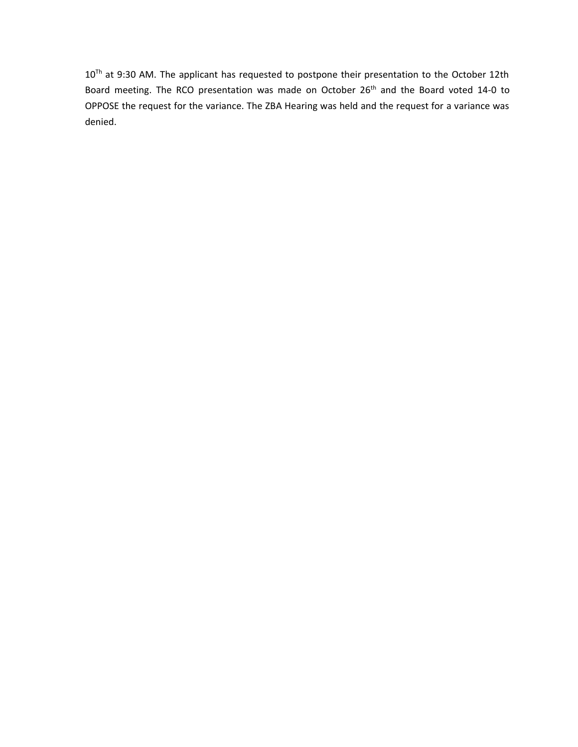10Th at 9:30 AM. The applicant has requested to postpone their presentation to the October 12th Board meeting. The RCO presentation was made on October 26th and the Board voted 14-0 to OPPOSE the request for the variance. The ZBA Hearing was held and the request for a variance was denied.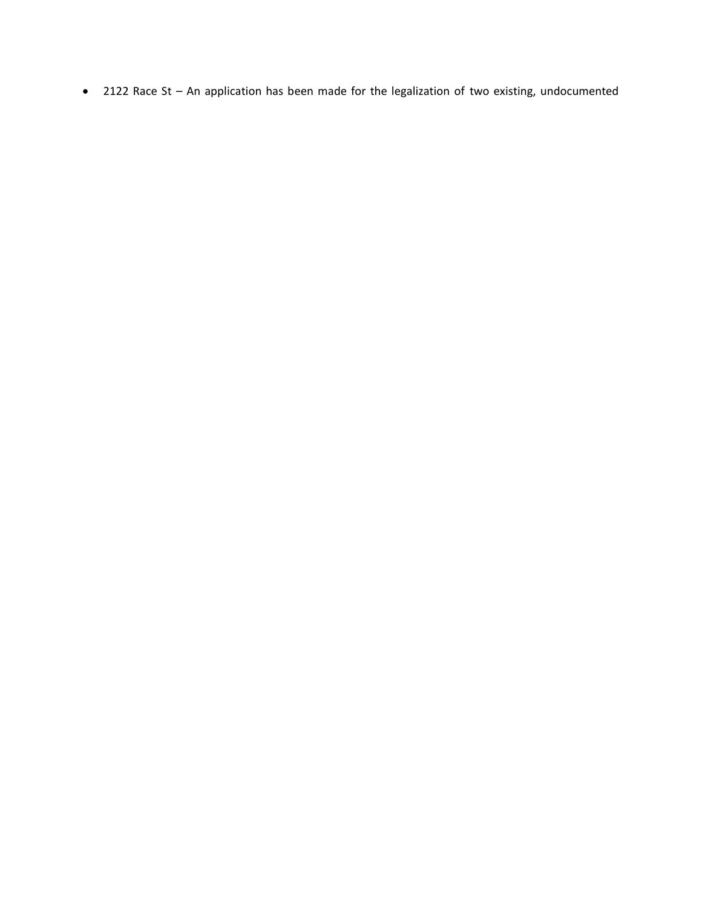- 2122 Race St – An application has been made for the legalization of two existing, undocumented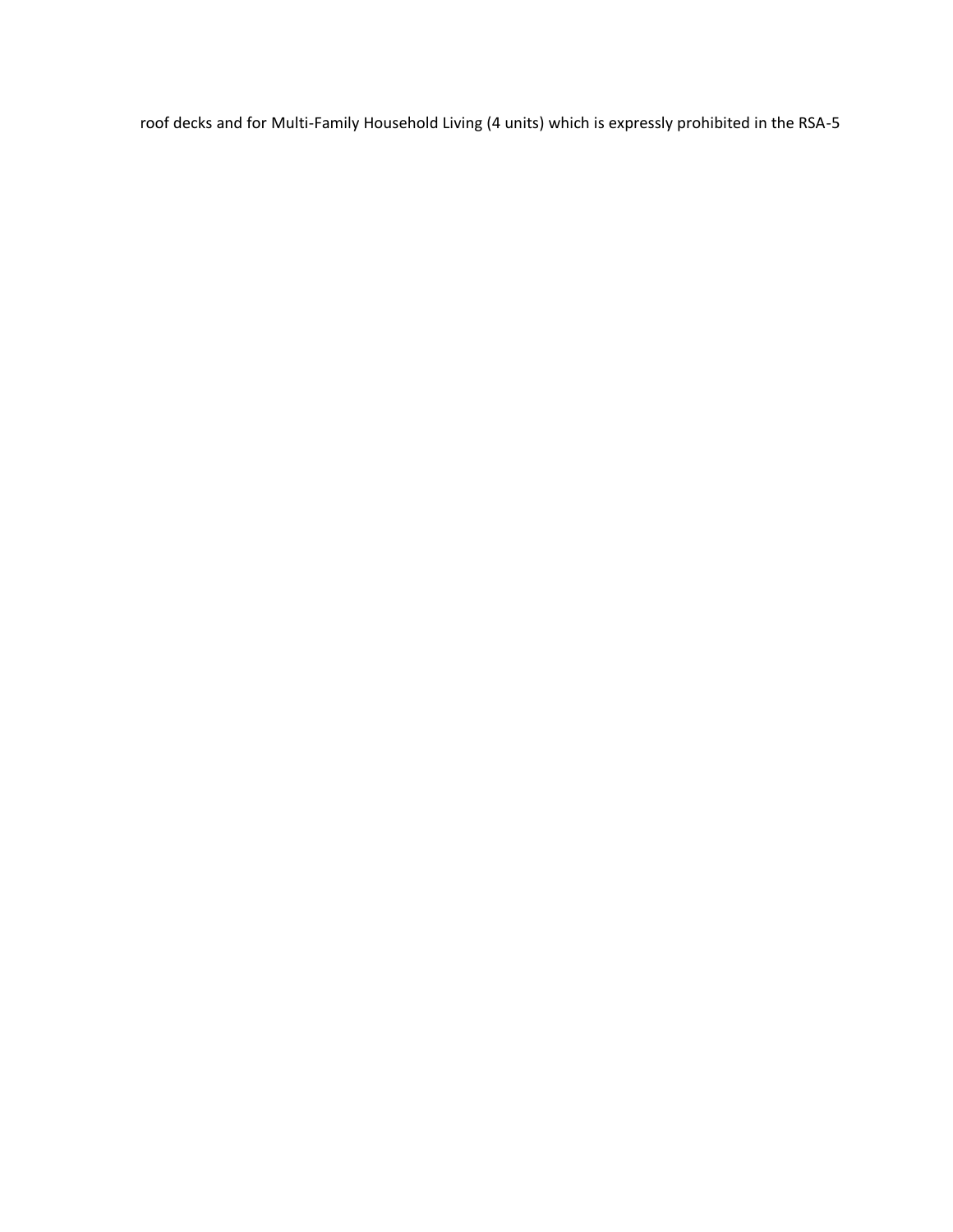roof decks and for Multi-Family Household Living (4 units) which is expressly prohibited in the RSA-5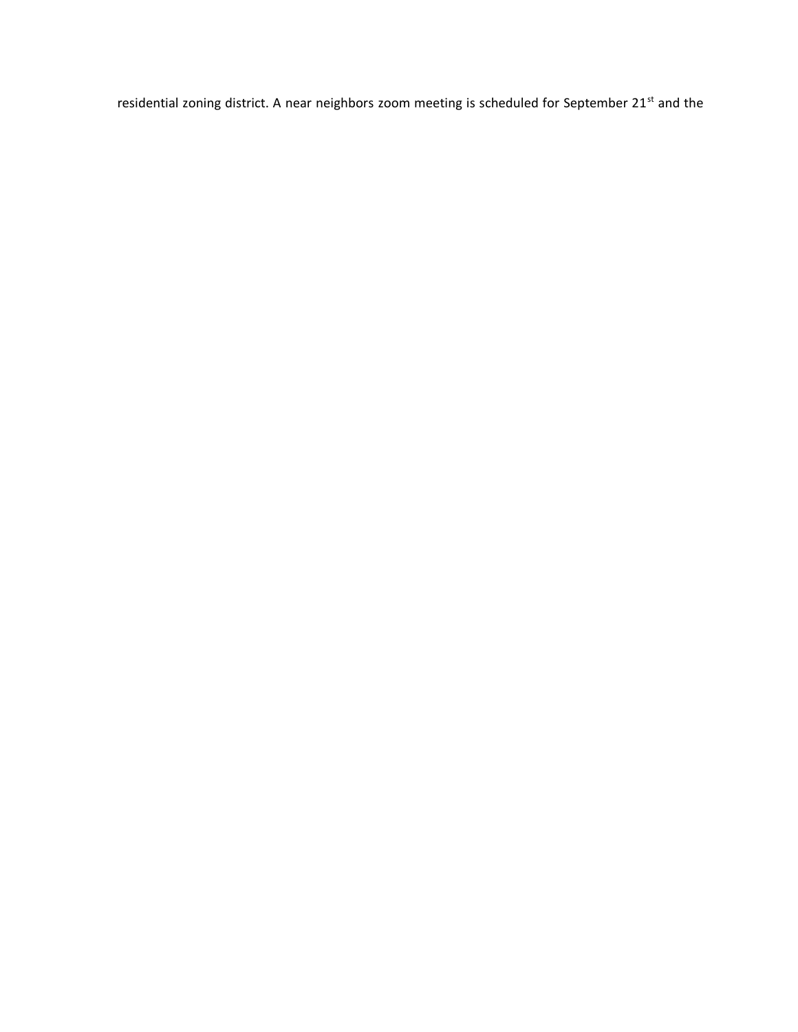residential zoning district. A near neighbors zoom meeting is scheduled for September 21st and the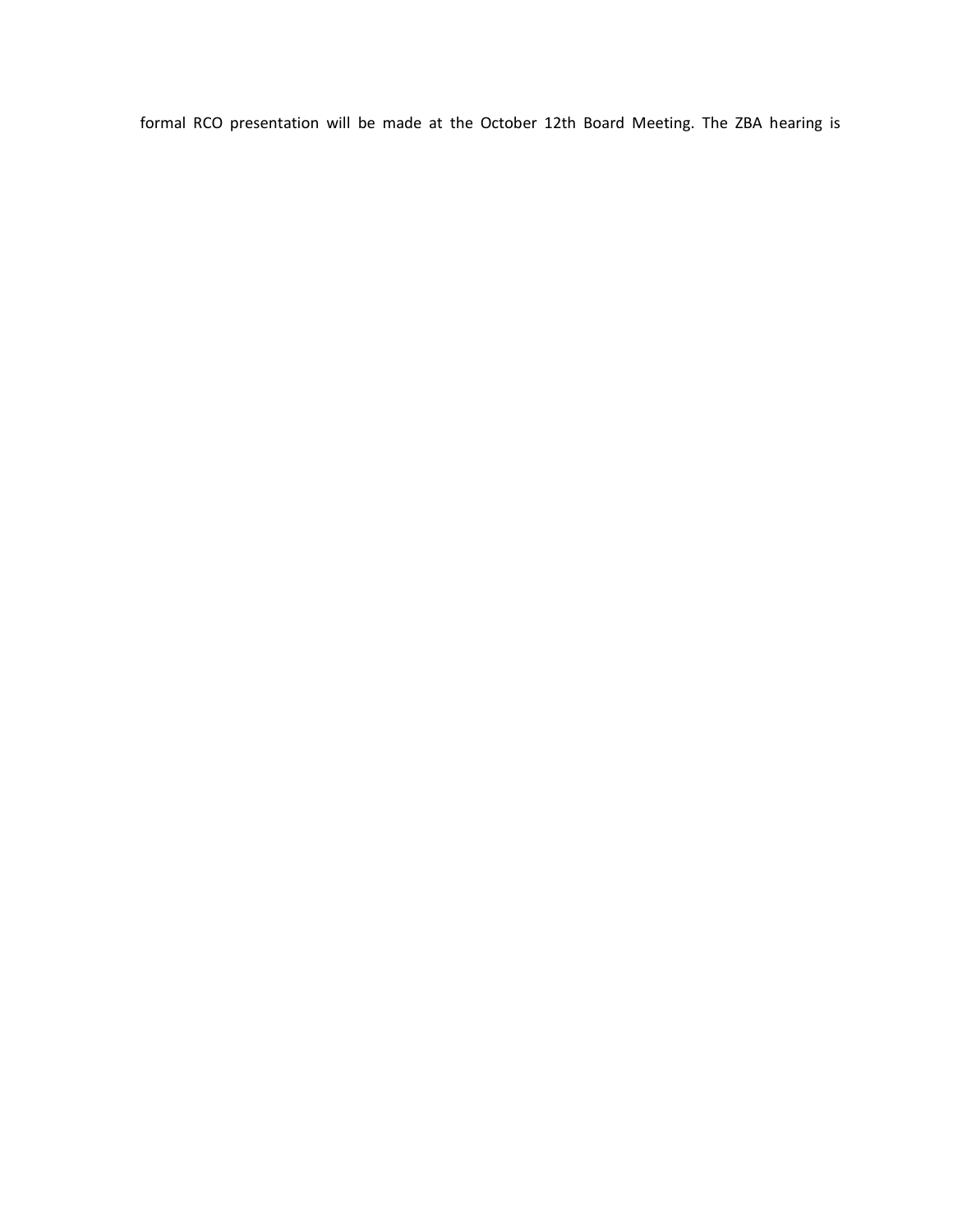formal RCO presentation will be made at the October 12th Board Meeting. The ZBA hearing is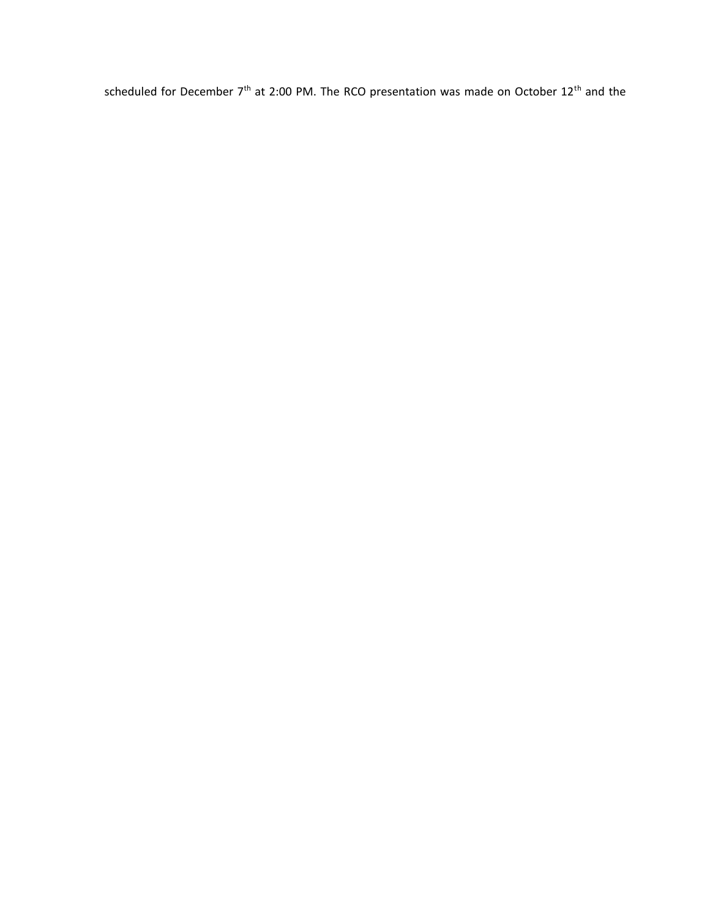scheduled for December 7th at 2:00 PM. The RCO presentation was made on October 12th and the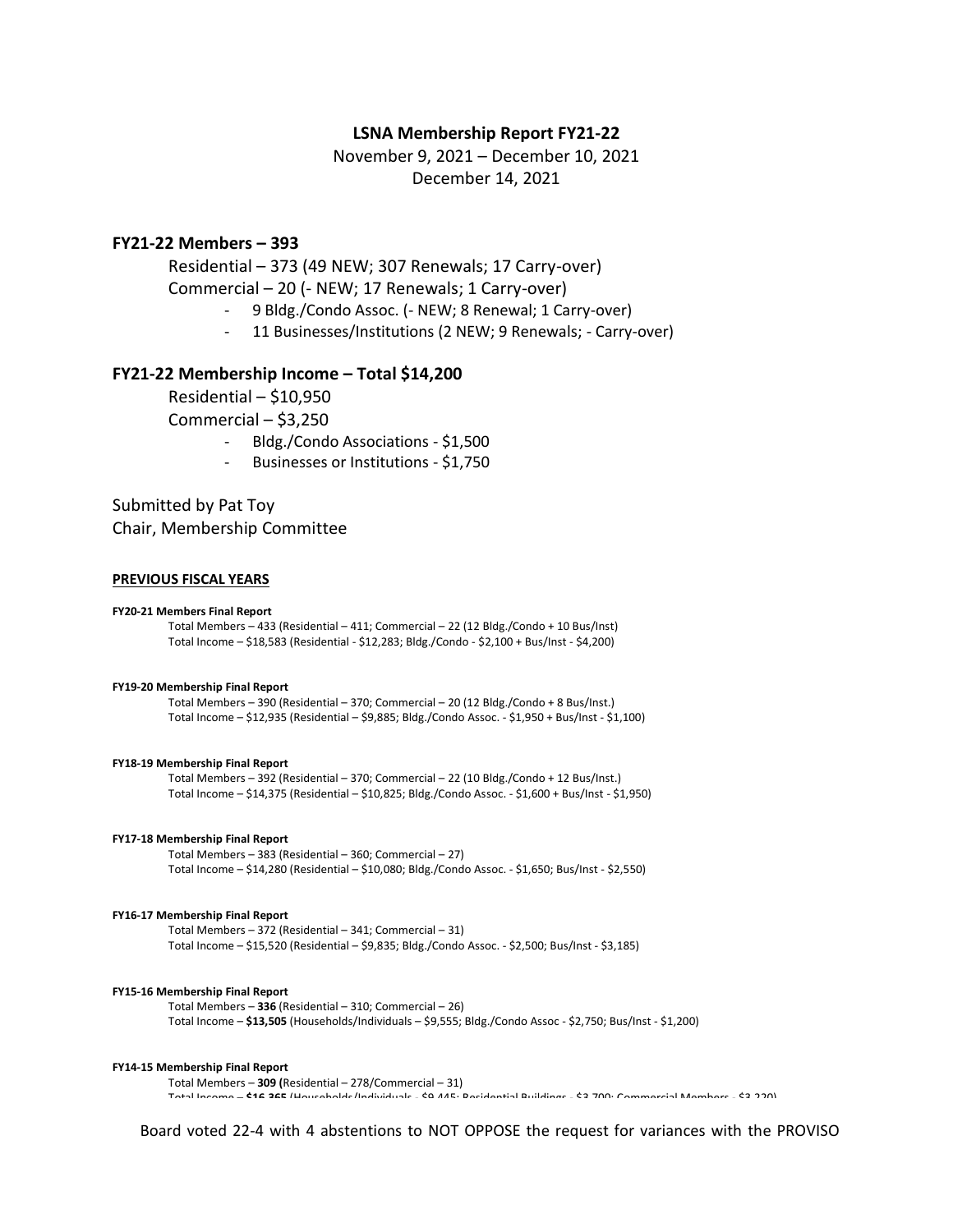**LSNA Membership Report FY21-22**

November 9, 2021 – December 10, 2021

December 14, 2021

### FY21-22 Members – 393

Residential – 373 (49 NEW; 307 Renewals; 17 Carry-over)

Commercial – 20 (- NEW; 17 Renewals; 1 Carry-over)

- 9 Bldg./Condo Assoc. (- NEW; 8 Renewal; 1 Carry-over)
- 11 Businesses/Institutions (2 NEW; 9 Renewals; - Carry-over)

### FY21-22 Membership Income – Total $14,200

Residential – $10,950

Commercial – $3,250

- Bldg./Condo Associations - $1,500
- Businesses or Institutions - $1,750

Submitted by Pat Toy
Chair, Membership Committee

**PREVIOUS FISCAL YEARS**

**FY20-21 Members Final Report**

Total Members – 433 (Residential – 411; Commercial – 22 (12 Bldg./Condo + 10 Bus/Inst)
Total Income – $18,583 (Residential - $12,283; Bldg./Condo - $2,100 + Bus/Inst - $4,200)

**FY19-20 Membership Final Report**

Total Members – 390 (Residential – 370; Commercial – 20 (12 Bldg./Condo + 8 Bus/Inst.)
Total Income – $12,935 (Residential – $9,885; Bldg./Condo Assoc. - $1,950 + Bus/Inst - $1,100)

**FY18-19 Membership Final Report**

Total Members – 392 (Residential – 370; Commercial – 22 (10 Bldg./Condo + 12 Bus/Inst.)
Total Income – $14,375 (Residential – $10,825; Bldg./Condo Assoc. - $1,600 + Bus/Inst - $1,950)

**FY17-18 Membership Final Report**

Total Members – 383 (Residential – 360; Commercial – 27)
Total Income – $14,280 (Residential – $10,080; Bldg./Condo Assoc. - $1,650; Bus/Inst - $2,550)

**FY16-17 Membership Final Report**

Total Members – 372 (Residential – 341; Commercial – 31)
Total Income – $15,520 (Residential – $9,835; Bldg./Condo Assoc. - $2,500; Bus/Inst - $3,185)

**FY15-16 Membership Final Report**

Total Members – **336** (Residential – 310; Commercial – 26)
Total Income – **$13,505** (Households/Individuals – $9,555; Bldg./Condo Assoc - $2,750; Bus/Inst - $1,200)

**FY14-15 Membership Final Report**

Total Members – **309 (**Residential – 278/Commercial – 31)
Total Income – **$16,365** (Households/Individuals - $9,445; Residential Buildings - $3,700; Commercial Members - $3,220)

Board voted 22-4 with 4 abstentions to NOT OPPOSE the request for variances with the PROVISO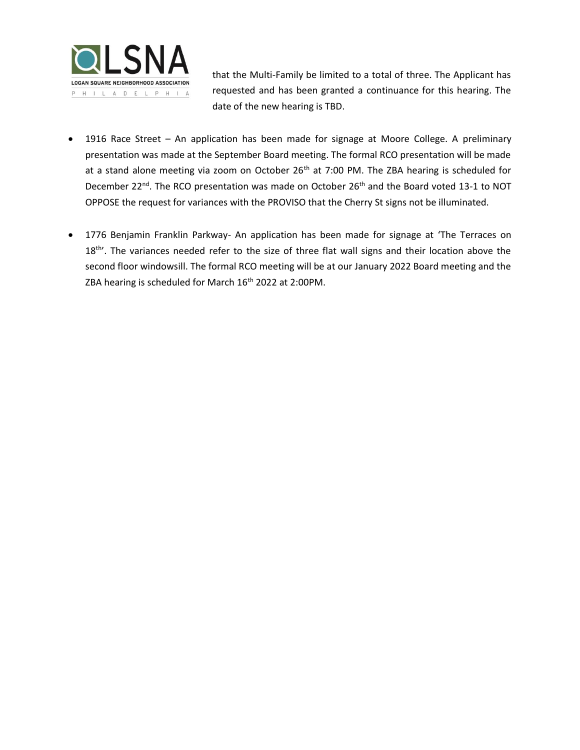that the Multi-Family be limited to a total of three. The Applicant has requested and has been granted a continuance for this hearing. The date of the new hearing is TBD.

- 1916 Race Street – An application has been made for signage at Moore College. A preliminary presentation was made at the September Board meeting. The formal RCO presentation will be made at a stand alone meeting via zoom on October 26th at 7:00 PM. The ZBA hearing is scheduled for December 22nd. The RCO presentation was made on October 26th and the Board voted 13-1 to NOT OPPOSE the request for variances with the PROVISO that the Cherry St signs not be illuminated.

- 1776 Benjamin Franklin Parkway- An application has been made for signage at 'The Terraces on 18th'. The variances needed refer to the size of three flat wall signs and their location above the second floor windowsill. The formal RCO meeting will be at our January 2022 Board meeting and the ZBA hearing is scheduled for March 16th 2022 at 2:00PM.